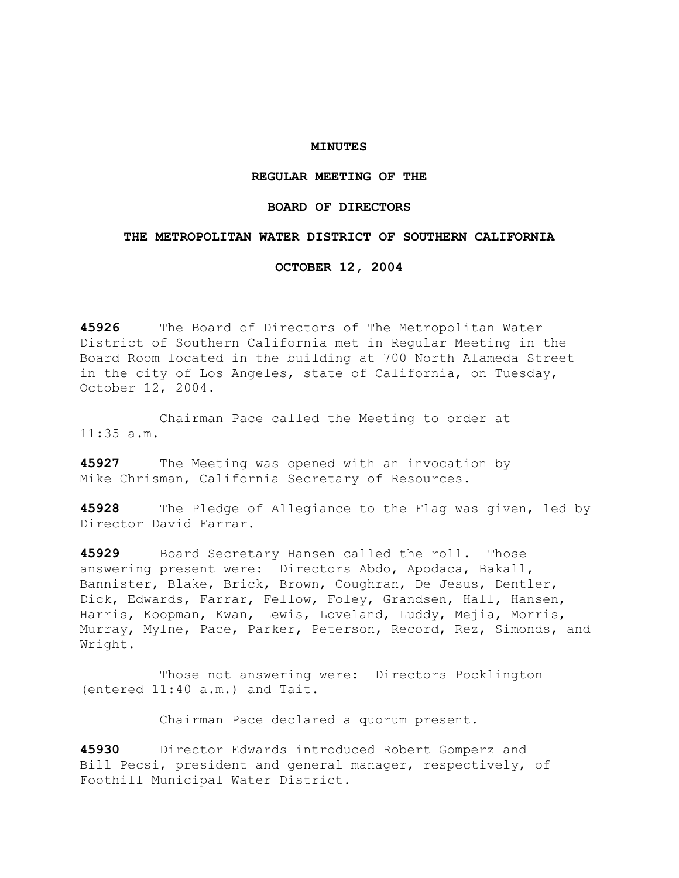# MINUTES

## REGULAR MEETING OF THE

## BOARD OF DIRECTORS

## THE METROPOLITAN WATER DISTRICT OF SOUTHERN CALIFORNIA

## OCTOBER 12, 2004

**45926** The Board of Directors of The Metropolitan Water District of Southern California met in Regular Meeting in the Board Room located in the building at 700 North Alameda Street in the city of Los Angeles, state of California, on Tuesday, October 12, 2004.

Chairman Pace called the Meeting to order at 11:35 a.m.

**45927** The Meeting was opened with an invocation by Mike Chrisman, California Secretary of Resources.

**45928** The Pledge of Allegiance to the Flag was given, led by Director David Farrar.

**45929** Board Secretary Hansen called the roll. Those answering present were: Directors Abdo, Apodaca, Bakall, Bannister, Blake, Brick, Brown, Coughran, De Jesus, Dentler, Dick, Edwards, Farrar, Fellow, Foley, Grandsen, Hall, Hansen, Harris, Koopman, Kwan, Lewis, Loveland, Luddy, Mejia, Morris, Murray, Mylne, Pace, Parker, Peterson, Record, Rez, Simonds, and Wright.

Those not answering were: Directors Pocklington (entered 11:40 a.m.) and Tait.

Chairman Pace declared a quorum present.

**45930** Director Edwards introduced Robert Gomperz and Bill Pecsi, president and general manager, respectively, of Foothill Municipal Water District.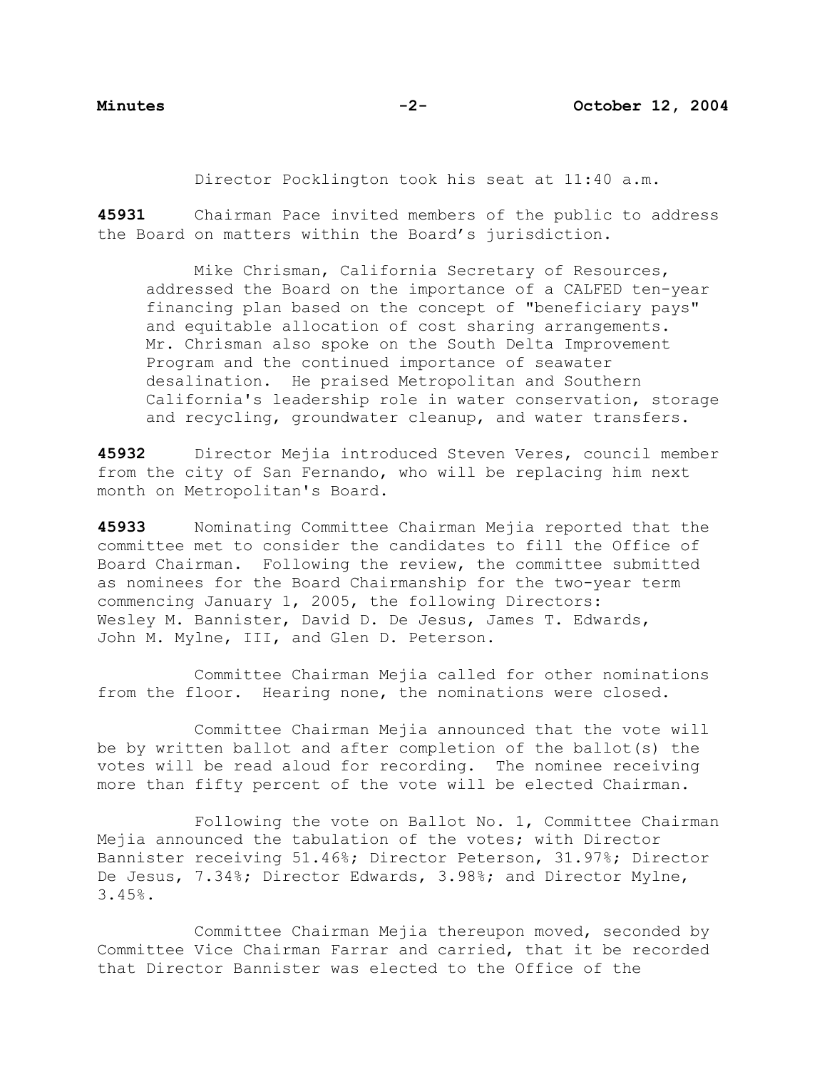Director Pocklington took his seat at 11:40 a.m.

**45931** Chairman Pace invited members of the public to address the Board on matters within the Board's jurisdiction.

> Mike Chrisman, California Secretary of Resources, addressed the Board on the importance of a CALFED ten-year financing plan based on the concept of "beneficiary pays" and equitable allocation of cost sharing arrangements. Mr. Chrisman also spoke on the South Delta Improvement Program and the continued importance of seawater desalination. He praised Metropolitan and Southern California's leadership role in water conservation, storage and recycling, groundwater cleanup, and water transfers.

**45932** Director Mejia introduced Steven Veres, council member from the city of San Fernando, who will be replacing him next month on Metropolitan's Board.

**45933** Nominating Committee Chairman Mejia reported that the committee met to consider the candidates to fill the Office of Board Chairman. Following the review, the committee submitted as nominees for the Board Chairmanship for the two-year term commencing January 1, 2005, the following Directors: Wesley M. Bannister, David D. De Jesus, James T. Edwards, John M. Mylne, III, and Glen D. Peterson.

Committee Chairman Mejia called for other nominations from the floor. Hearing none, the nominations were closed.

Committee Chairman Mejia announced that the vote will be by written ballot and after completion of the ballot(s) the votes will be read aloud for recording. The nominee receiving more than fifty percent of the vote will be elected Chairman.

Following the vote on Ballot No. 1, Committee Chairman Mejia announced the tabulation of the votes; with Director Bannister receiving 51.46%; Director Peterson, 31.97%; Director De Jesus, 7.34%; Director Edwards, 3.98%; and Director Mylne, 3.45%.

Committee Chairman Mejia thereupon moved, seconded by Committee Vice Chairman Farrar and carried, that it be recorded that Director Bannister was elected to the Office of the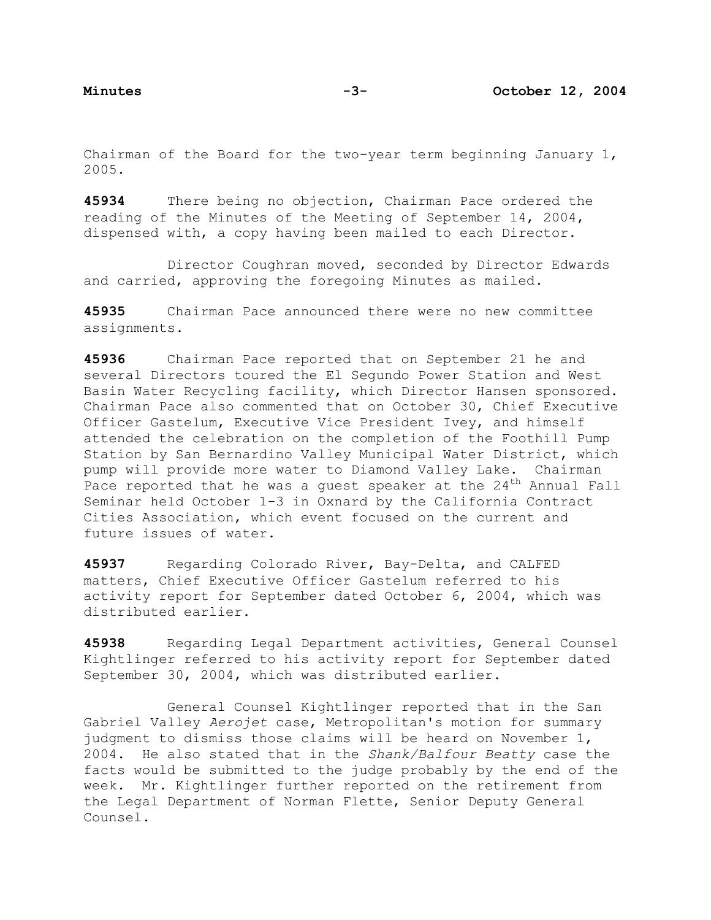Chairman of the Board for the two-year term beginning January 1, 2005.

**45934** There being no objection, Chairman Pace ordered the reading of the Minutes of the Meeting of September 14, 2004, dispensed with, a copy having been mailed to each Director.

Director Coughran moved, seconded by Director Edwards and carried, approving the foregoing Minutes as mailed.

**45935** Chairman Pace announced there were no new committee assignments.

**45936** Chairman Pace reported that on September 21 he and several Directors toured the El Segundo Power Station and West Basin Water Recycling facility, which Director Hansen sponsored. Chairman Pace also commented that on October 30, Chief Executive Officer Gastelum, Executive Vice President Ivey, and himself attended the celebration on the completion of the Foothill Pump Station by San Bernardino Valley Municipal Water District, which pump will provide more water to Diamond Valley Lake. Chairman Pace reported that he was a guest speaker at the 24th Annual Fall Seminar held October 1-3 in Oxnard by the California Contract Cities Association, which event focused on the current and future issues of water.

**45937** Regarding Colorado River, Bay-Delta, and CALFED matters, Chief Executive Officer Gastelum referred to his activity report for September dated October 6, 2004, which was distributed earlier.

**45938** Regarding Legal Department activities, General Counsel Kightlinger referred to his activity report for September dated September 30, 2004, which was distributed earlier.

General Counsel Kightlinger reported that in the San Gabriel Valley *Aerojet* case, Metropolitan's motion for summary judgment to dismiss those claims will be heard on November 1, 2004. He also stated that in the *Shank/Balfour Beatty* case the facts would be submitted to the judge probably by the end of the week. Mr. Kightlinger further reported on the retirement from the Legal Department of Norman Flette, Senior Deputy General Counsel.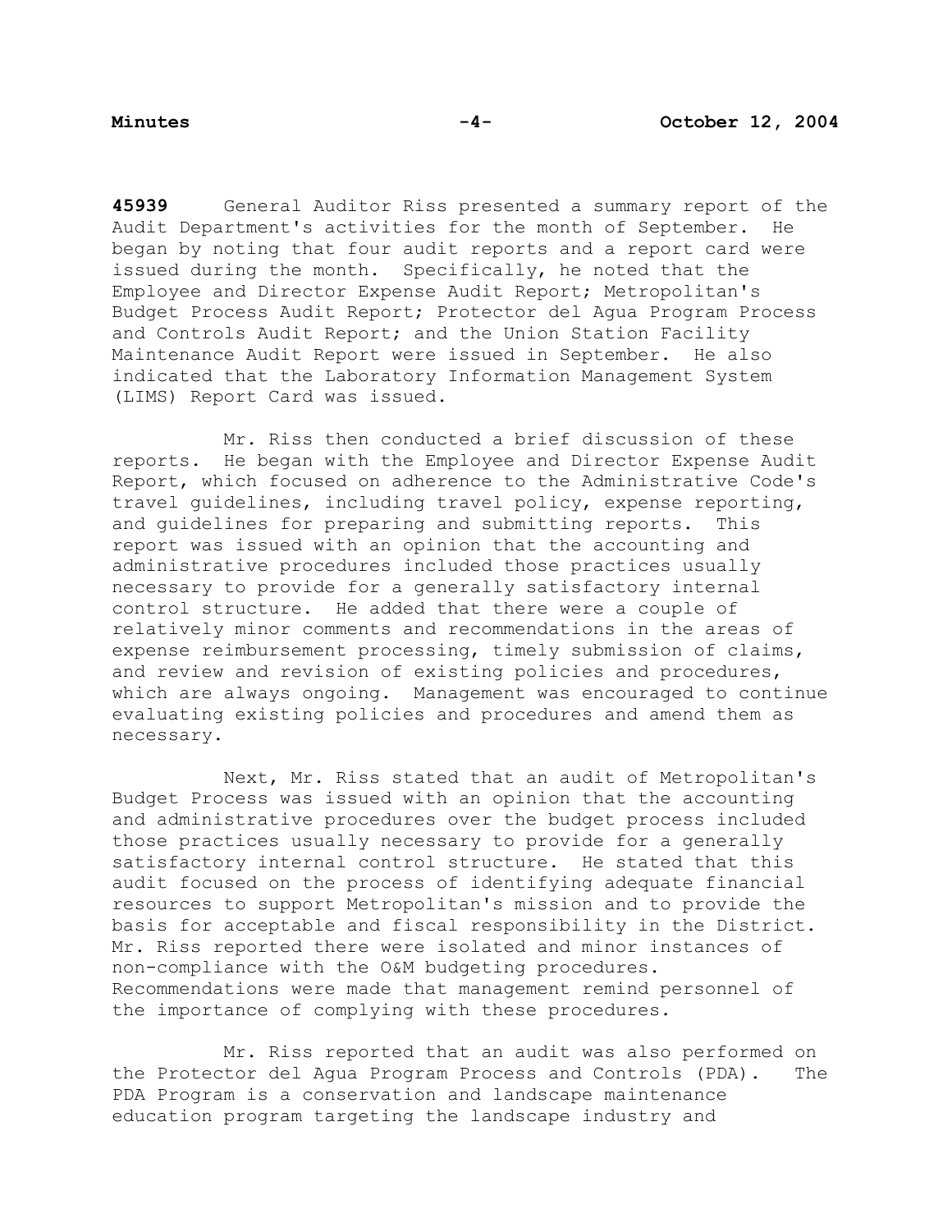**45939** General Auditor Riss presented a summary report of the Audit Department's activities for the month of September. He began by noting that four audit reports and a report card were issued during the month. Specifically, he noted that the Employee and Director Expense Audit Report; Metropolitan's Budget Process Audit Report; Protector del Agua Program Process and Controls Audit Report; and the Union Station Facility Maintenance Audit Report were issued in September. He also indicated that the Laboratory Information Management System (LIMS) Report Card was issued.

Mr. Riss then conducted a brief discussion of these reports. He began with the Employee and Director Expense Audit Report, which focused on adherence to the Administrative Code's travel guidelines, including travel policy, expense reporting, and guidelines for preparing and submitting reports. This report was issued with an opinion that the accounting and administrative procedures included those practices usually necessary to provide for a generally satisfactory internal control structure. He added that there were a couple of relatively minor comments and recommendations in the areas of expense reimbursement processing, timely submission of claims, and review and revision of existing policies and procedures, which are always ongoing. Management was encouraged to continue evaluating existing policies and procedures and amend them as necessary.

Next, Mr. Riss stated that an audit of Metropolitan's Budget Process was issued with an opinion that the accounting and administrative procedures over the budget process included those practices usually necessary to provide for a generally satisfactory internal control structure. He stated that this audit focused on the process of identifying adequate financial resources to support Metropolitan's mission and to provide the basis for acceptable and fiscal responsibility in the District. Mr. Riss reported there were isolated and minor instances of non-compliance with the O&M budgeting procedures. Recommendations were made that management remind personnel of the importance of complying with these procedures.

Mr. Riss reported that an audit was also performed on the Protector del Agua Program Process and Controls (PDA). The PDA Program is a conservation and landscape maintenance education program targeting the landscape industry and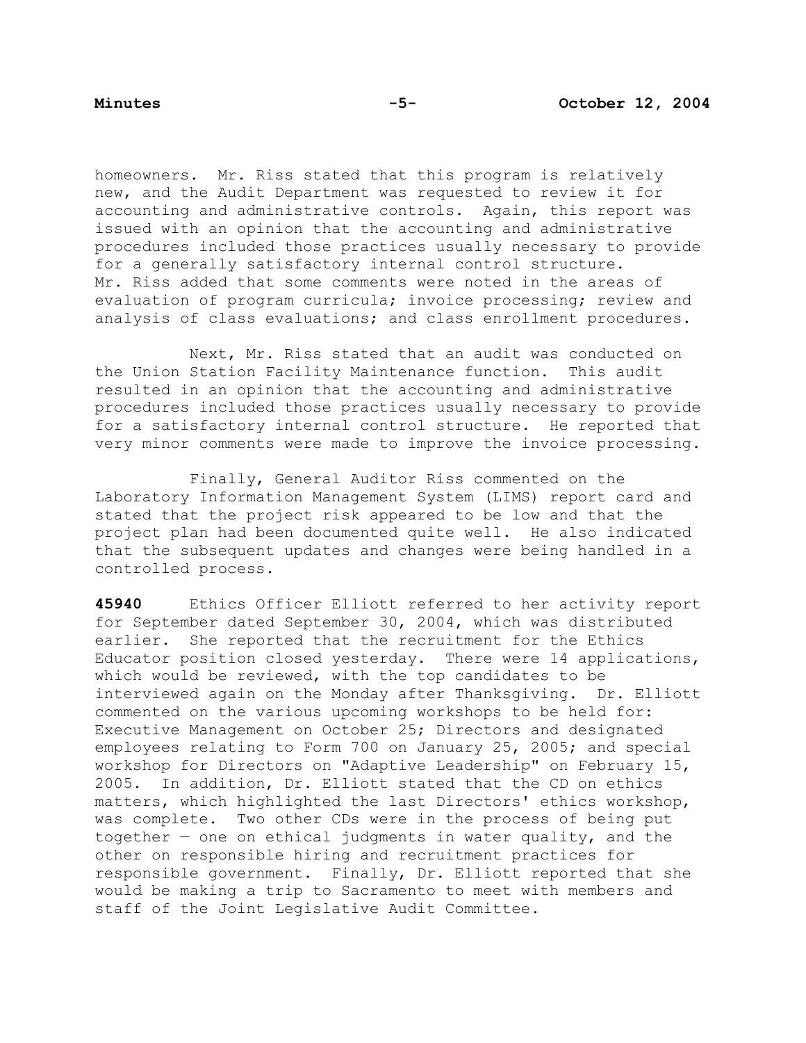homeowners. Mr. Riss stated that this program is relatively new, and the Audit Department was requested to review it for accounting and administrative controls. Again, this report was issued with an opinion that the accounting and administrative procedures included those practices usually necessary to provide for a generally satisfactory internal control structure. Mr. Riss added that some comments were noted in the areas of evaluation of program curricula; invoice processing; review and analysis of class evaluations; and class enrollment procedures.

Next, Mr. Riss stated that an audit was conducted on the Union Station Facility Maintenance function. This audit resulted in an opinion that the accounting and administrative procedures included those practices usually necessary to provide for a satisfactory internal control structure. He reported that very minor comments were made to improve the invoice processing.

Finally, General Auditor Riss commented on the Laboratory Information Management System (LIMS) report card and stated that the project risk appeared to be low and that the project plan had been documented quite well. He also indicated that the subsequent updates and changes were being handled in a controlled process.

**45940** Ethics Officer Elliott referred to her activity report for September dated September 30, 2004, which was distributed earlier. She reported that the recruitment for the Ethics Educator position closed yesterday. There were 14 applications, which would be reviewed, with the top candidates to be interviewed again on the Monday after Thanksgiving. Dr. Elliott commented on the various upcoming workshops to be held for: Executive Management on October 25; Directors and designated employees relating to Form 700 on January 25, 2005; and special workshop for Directors on "Adaptive Leadership" on February 15, 2005. In addition, Dr. Elliott stated that the CD on ethics matters, which highlighted the last Directors' ethics workshop, was complete. Two other CDs were in the process of being put together — one on ethical judgments in water quality, and the other on responsible hiring and recruitment practices for responsible government. Finally, Dr. Elliott reported that she would be making a trip to Sacramento to meet with members and staff of the Joint Legislative Audit Committee.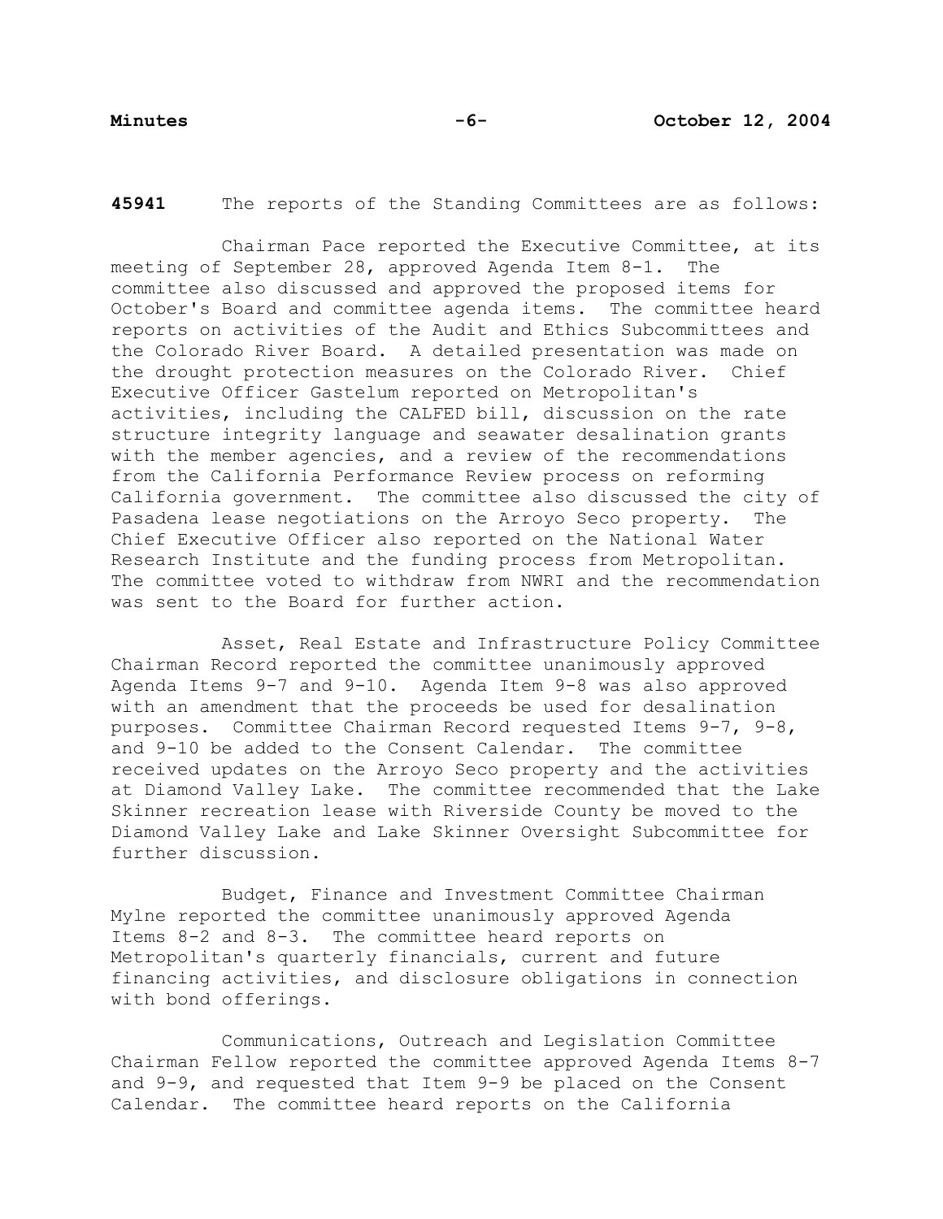**45941** The reports of the Standing Committees are as follows:

Chairman Pace reported the Executive Committee, at its meeting of September 28, approved Agenda Item 8-1. The committee also discussed and approved the proposed items for October's Board and committee agenda items. The committee heard reports on activities of the Audit and Ethics Subcommittees and the Colorado River Board. A detailed presentation was made on the drought protection measures on the Colorado River. Chief Executive Officer Gastelum reported on Metropolitan's activities, including the CALFED bill, discussion on the rate structure integrity language and seawater desalination grants with the member agencies, and a review of the recommendations from the California Performance Review process on reforming California government. The committee also discussed the city of Pasadena lease negotiations on the Arroyo Seco property. The Chief Executive Officer also reported on the National Water Research Institute and the funding process from Metropolitan. The committee voted to withdraw from NWRI and the recommendation was sent to the Board for further action.

Asset, Real Estate and Infrastructure Policy Committee Chairman Record reported the committee unanimously approved Agenda Items 9-7 and 9-10. Agenda Item 9-8 was also approved with an amendment that the proceeds be used for desalination purposes. Committee Chairman Record requested Items 9-7, 9-8, and 9-10 be added to the Consent Calendar. The committee received updates on the Arroyo Seco property and the activities at Diamond Valley Lake. The committee recommended that the Lake Skinner recreation lease with Riverside County be moved to the Diamond Valley Lake and Lake Skinner Oversight Subcommittee for further discussion.

Budget, Finance and Investment Committee Chairman Mylne reported the committee unanimously approved Agenda Items 8-2 and 8-3. The committee heard reports on Metropolitan's quarterly financials, current and future financing activities, and disclosure obligations in connection with bond offerings.

Communications, Outreach and Legislation Committee Chairman Fellow reported the committee approved Agenda Items 8-7 and 9-9, and requested that Item 9-9 be placed on the Consent Calendar. The committee heard reports on the California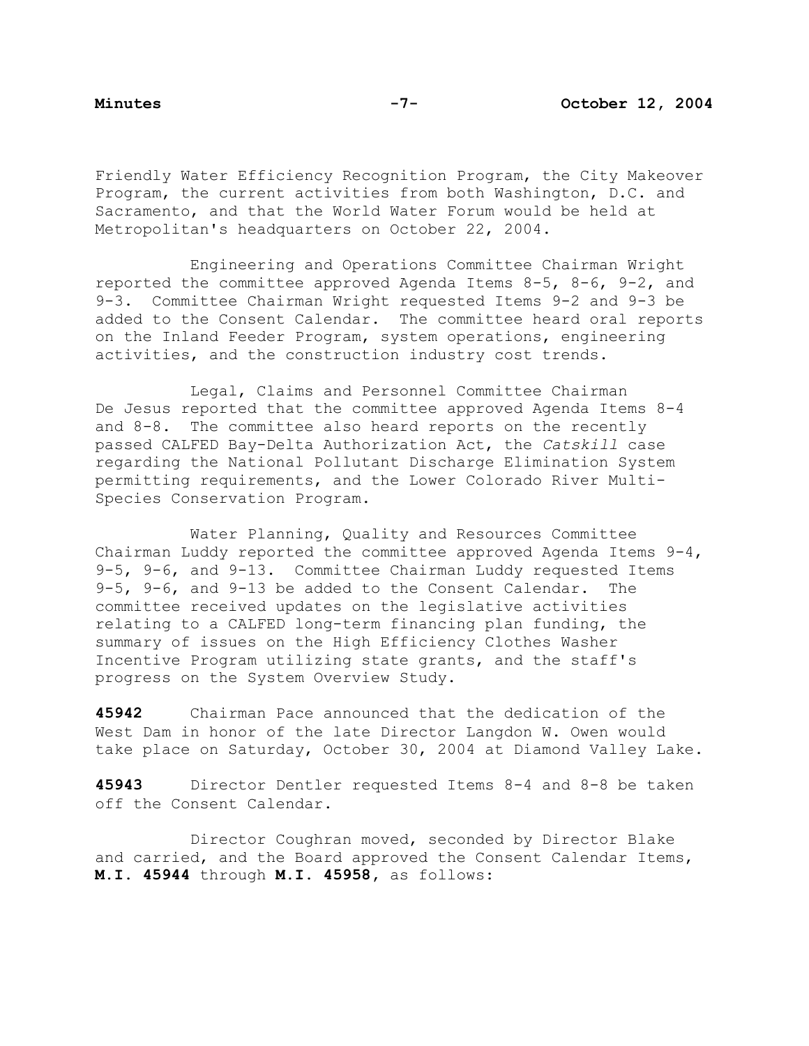Friendly Water Efficiency Recognition Program, the City Makeover Program, the current activities from both Washington, D.C. and Sacramento, and that the World Water Forum would be held at Metropolitan's headquarters on October 22, 2004.

Engineering and Operations Committee Chairman Wright reported the committee approved Agenda Items 8-5, 8-6, 9-2, and 9-3. Committee Chairman Wright requested Items 9-2 and 9-3 be added to the Consent Calendar. The committee heard oral reports on the Inland Feeder Program, system operations, engineering activities, and the construction industry cost trends.

Legal, Claims and Personnel Committee Chairman De Jesus reported that the committee approved Agenda Items 8-4 and 8-8. The committee also heard reports on the recently passed CALFED Bay-Delta Authorization Act, the *Catskill* case regarding the National Pollutant Discharge Elimination System permitting requirements, and the Lower Colorado River Multi-Species Conservation Program.

Water Planning, Quality and Resources Committee Chairman Luddy reported the committee approved Agenda Items 9-4, 9-5, 9-6, and 9-13. Committee Chairman Luddy requested Items 9-5, 9-6, and 9-13 be added to the Consent Calendar. The committee received updates on the legislative activities relating to a CALFED long-term financing plan funding, the summary of issues on the High Efficiency Clothes Washer Incentive Program utilizing state grants, and the staff's progress on the System Overview Study.

**45942** Chairman Pace announced that the dedication of the West Dam in honor of the late Director Langdon W. Owen would take place on Saturday, October 30, 2004 at Diamond Valley Lake.

**45943** Director Dentler requested Items 8-4 and 8-8 be taken off the Consent Calendar.

Director Coughran moved, seconded by Director Blake and carried, and the Board approved the Consent Calendar Items, **M.I. 45944** through **M.I. 45958**, as follows: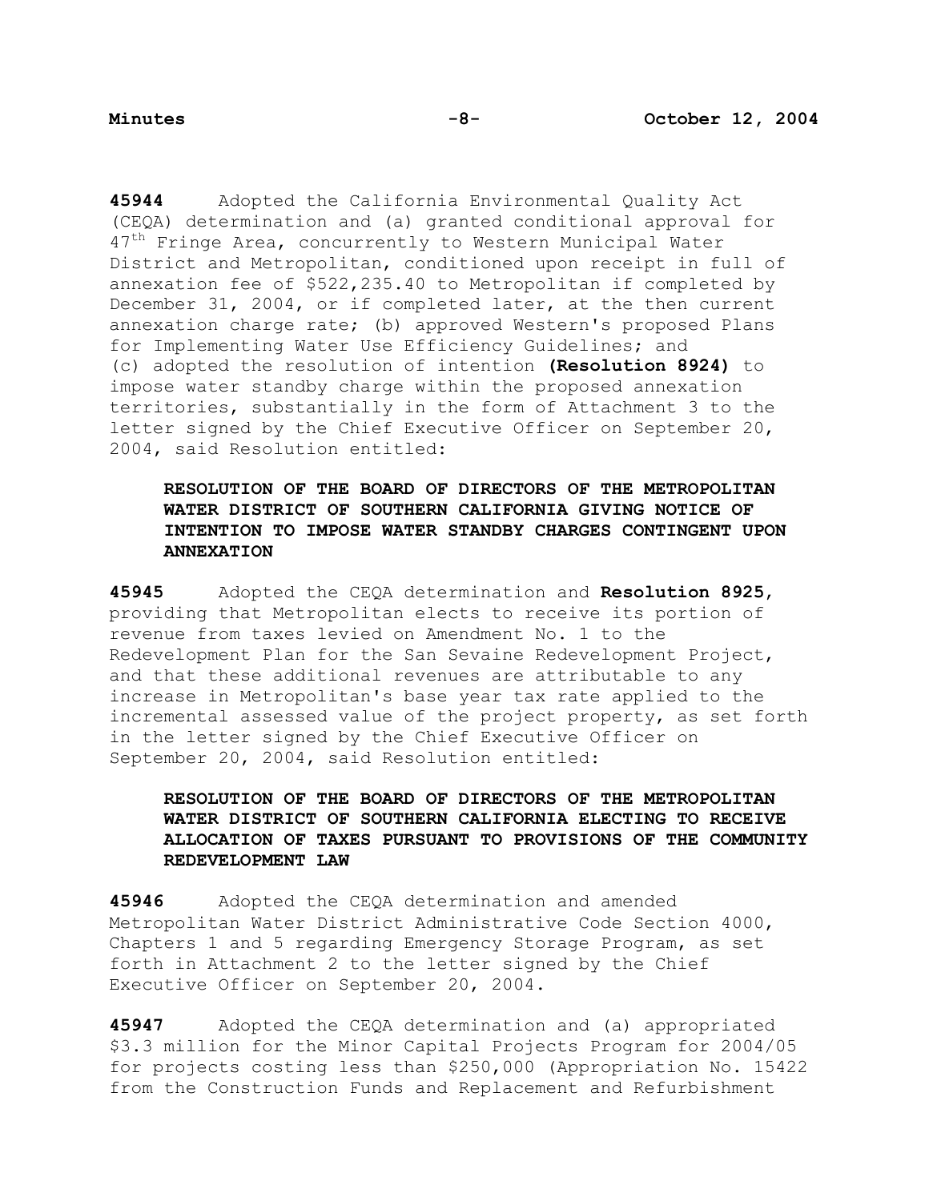**45944** Adopted the California Environmental Quality Act (CEQA) determination and (a) granted conditional approval for 47th Fringe Area, concurrently to Western Municipal Water District and Metropolitan, conditioned upon receipt in full of annexation fee of $522,235.40 to Metropolitan if completed by December 31, 2004, or if completed later, at the then current annexation charge rate; (b) approved Western's proposed Plans for Implementing Water Use Efficiency Guidelines; and (c) adopted the resolution of intention **(Resolution 8924)** to impose water standby charge within the proposed annexation territories, substantially in the form of Attachment 3 to the letter signed by the Chief Executive Officer on September 20, 2004, said Resolution entitled:

> **RESOLUTION OF THE BOARD OF DIRECTORS OF THE METROPOLITAN WATER DISTRICT OF SOUTHERN CALIFORNIA GIVING NOTICE OF INTENTION TO IMPOSE WATER STANDBY CHARGES CONTINGENT UPON ANNEXATION**

**45945** Adopted the CEQA determination and **Resolution 8925**, providing that Metropolitan elects to receive its portion of revenue from taxes levied on Amendment No. 1 to the Redevelopment Plan for the San Sevaine Redevelopment Project, and that these additional revenues are attributable to any increase in Metropolitan's base year tax rate applied to the incremental assessed value of the project property, as set forth in the letter signed by the Chief Executive Officer on September 20, 2004, said Resolution entitled:

> **RESOLUTION OF THE BOARD OF DIRECTORS OF THE METROPOLITAN WATER DISTRICT OF SOUTHERN CALIFORNIA ELECTING TO RECEIVE ALLOCATION OF TAXES PURSUANT TO PROVISIONS OF THE COMMUNITY REDEVELOPMENT LAW**

**45946** Adopted the CEQA determination and amended Metropolitan Water District Administrative Code Section 4000, Chapters 1 and 5 regarding Emergency Storage Program, as set forth in Attachment 2 to the letter signed by the Chief Executive Officer on September 20, 2004.

**45947** Adopted the CEQA determination and (a) appropriated $3.3 million for the Minor Capital Projects Program for 2004/05 for projects costing less than $250,000 (Appropriation No. 15422 from the Construction Funds and Replacement and Refurbishment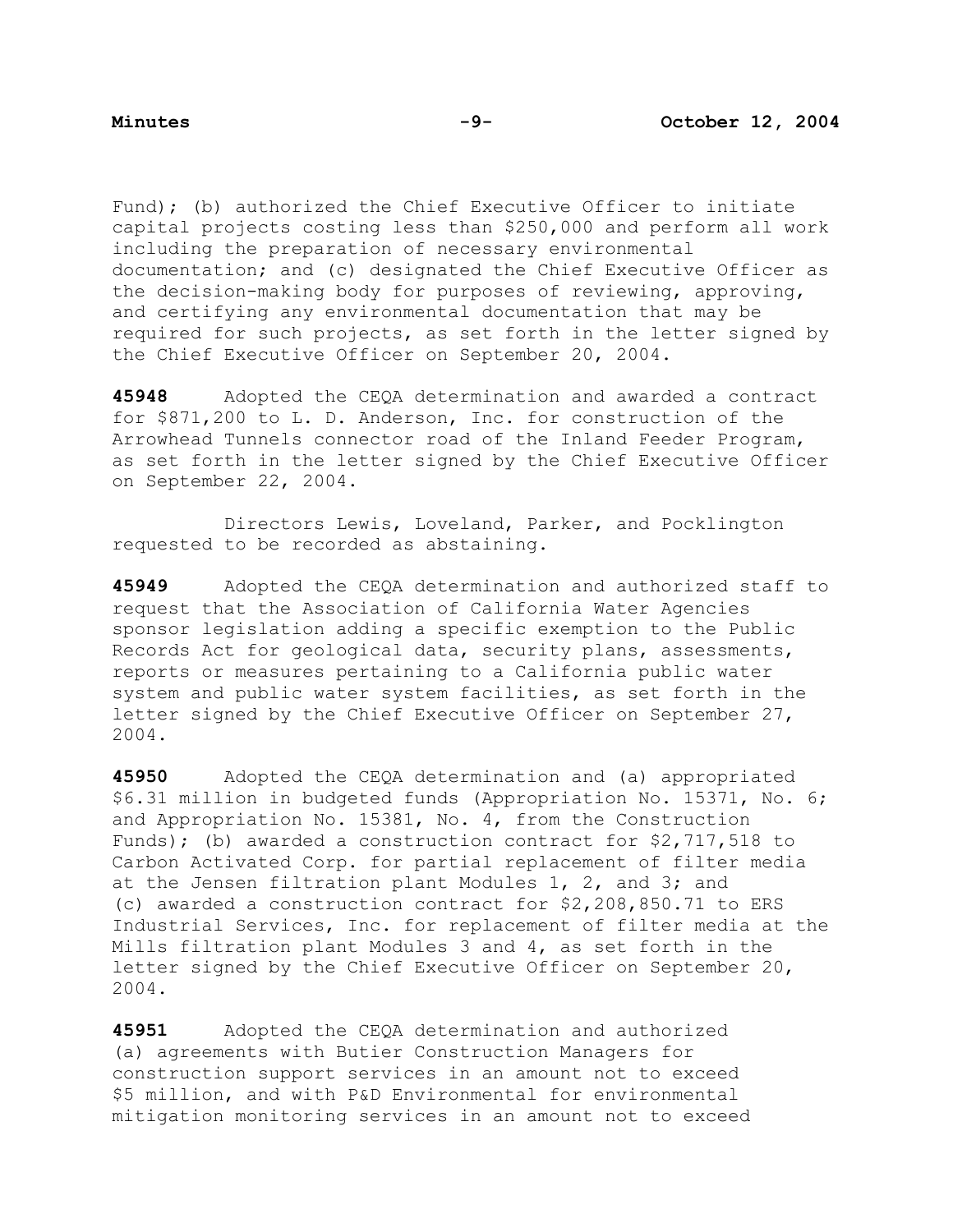Fund); (b) authorized the Chief Executive Officer to initiate capital projects costing less than $250,000 and perform all work including the preparation of necessary environmental documentation; and (c) designated the Chief Executive Officer as the decision-making body for purposes of reviewing, approving, and certifying any environmental documentation that may be required for such projects, as set forth in the letter signed by the Chief Executive Officer on September 20, 2004.

**45948** Adopted the CEQA determination and awarded a contract for $871,200 to L. D. Anderson, Inc. for construction of the Arrowhead Tunnels connector road of the Inland Feeder Program, as set forth in the letter signed by the Chief Executive Officer on September 22, 2004.

Directors Lewis, Loveland, Parker, and Pocklington requested to be recorded as abstaining.

**45949** Adopted the CEQA determination and authorized staff to request that the Association of California Water Agencies sponsor legislation adding a specific exemption to the Public Records Act for geological data, security plans, assessments, reports or measures pertaining to a California public water system and public water system facilities, as set forth in the letter signed by the Chief Executive Officer on September 27, 2004.

**45950** Adopted the CEQA determination and (a) appropriated $6.31 million in budgeted funds (Appropriation No. 15371, No. 6; and Appropriation No. 15381, No. 4, from the Construction Funds); (b) awarded a construction contract for $2,717,518 to Carbon Activated Corp. for partial replacement of filter media at the Jensen filtration plant Modules 1, 2, and 3; and (c) awarded a construction contract for $2,208,850.71 to ERS Industrial Services, Inc. for replacement of filter media at the Mills filtration plant Modules 3 and 4, as set forth in the letter signed by the Chief Executive Officer on September 20, 2004.

**45951** Adopted the CEQA determination and authorized (a) agreements with Butier Construction Managers for construction support services in an amount not to exceed $5 million, and with P&D Environmental for environmental mitigation monitoring services in an amount not to exceed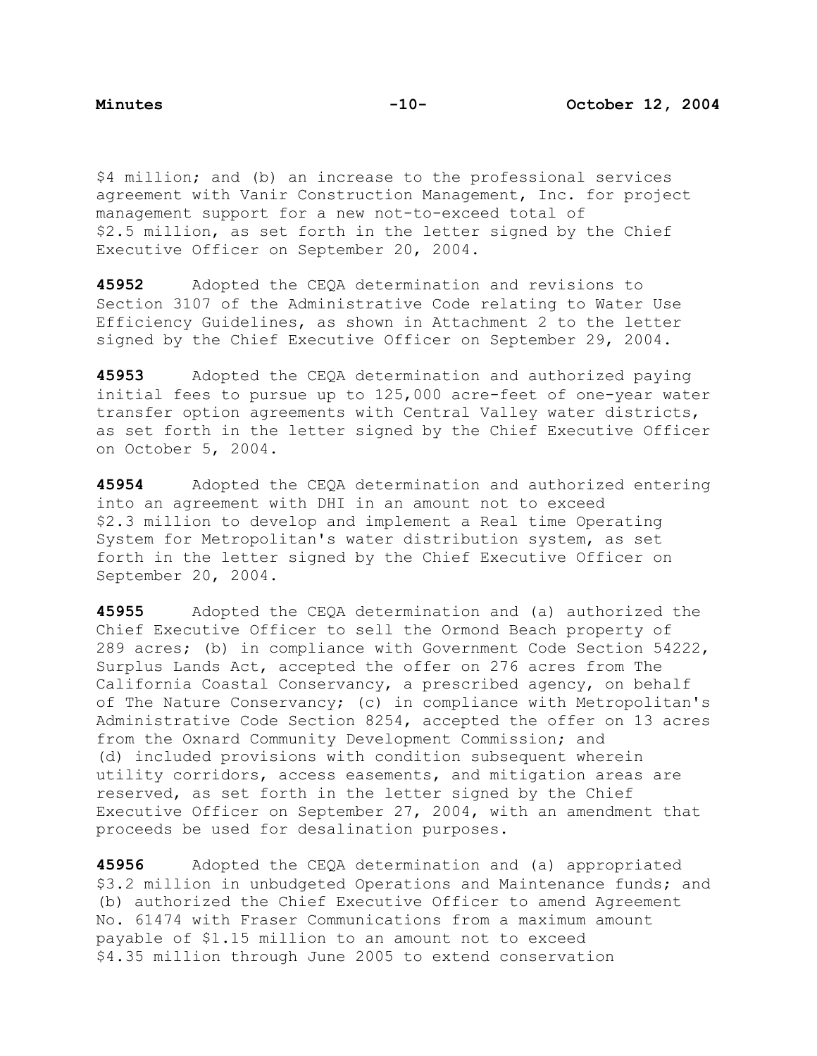$4 million; and (b) an increase to the professional services agreement with Vanir Construction Management, Inc. for project management support for a new not-to-exceed total of $2.5 million, as set forth in the letter signed by the Chief Executive Officer on September 20, 2004.

**45952** Adopted the CEQA determination and revisions to Section 3107 of the Administrative Code relating to Water Use Efficiency Guidelines, as shown in Attachment 2 to the letter signed by the Chief Executive Officer on September 29, 2004.

**45953** Adopted the CEQA determination and authorized paying initial fees to pursue up to 125,000 acre-feet of one-year water transfer option agreements with Central Valley water districts, as set forth in the letter signed by the Chief Executive Officer on October 5, 2004.

**45954** Adopted the CEQA determination and authorized entering into an agreement with DHI in an amount not to exceed $2.3 million to develop and implement a Real time Operating System for Metropolitan's water distribution system, as set forth in the letter signed by the Chief Executive Officer on September 20, 2004.

**45955** Adopted the CEQA determination and (a) authorized the Chief Executive Officer to sell the Ormond Beach property of 289 acres; (b) in compliance with Government Code Section 54222, Surplus Lands Act, accepted the offer on 276 acres from The California Coastal Conservancy, a prescribed agency, on behalf of The Nature Conservancy; (c) in compliance with Metropolitan's Administrative Code Section 8254, accepted the offer on 13 acres from the Oxnard Community Development Commission; and (d) included provisions with condition subsequent wherein utility corridors, access easements, and mitigation areas are reserved, as set forth in the letter signed by the Chief Executive Officer on September 27, 2004, with an amendment that proceeds be used for desalination purposes.

**45956** Adopted the CEQA determination and (a) appropriated $3.2 million in unbudgeted Operations and Maintenance funds; and (b) authorized the Chief Executive Officer to amend Agreement No. 61474 with Fraser Communications from a maximum amount payable of $1.15 million to an amount not to exceed $4.35 million through June 2005 to extend conservation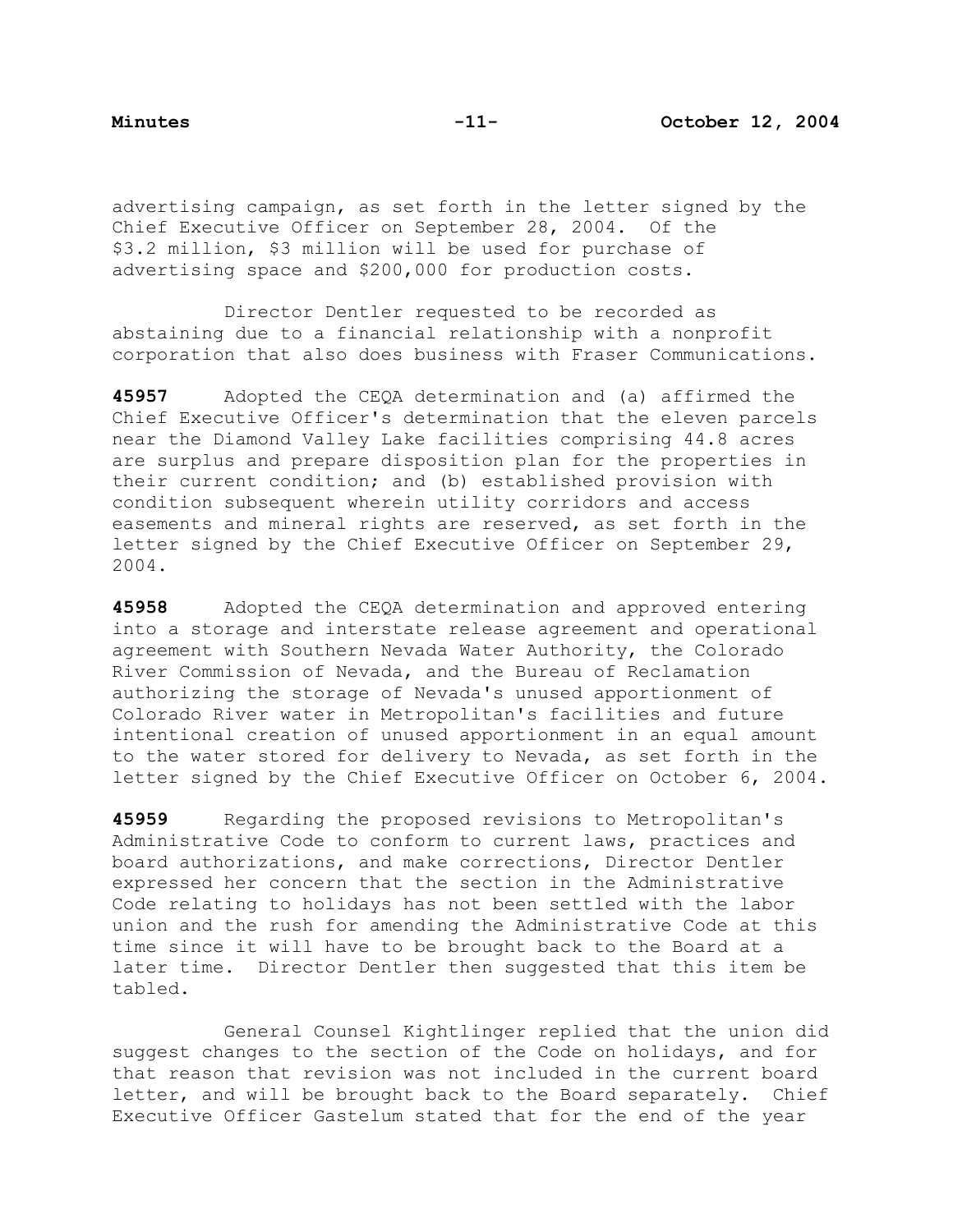advertising campaign, as set forth in the letter signed by the Chief Executive Officer on September 28, 2004. Of the $3.2 million, $3 million will be used for purchase of advertising space and $200,000 for production costs.

Director Dentler requested to be recorded as abstaining due to a financial relationship with a nonprofit corporation that also does business with Fraser Communications.

**45957** Adopted the CEQA determination and (a) affirmed the Chief Executive Officer's determination that the eleven parcels near the Diamond Valley Lake facilities comprising 44.8 acres are surplus and prepare disposition plan for the properties in their current condition; and (b) established provision with condition subsequent wherein utility corridors and access easements and mineral rights are reserved, as set forth in the letter signed by the Chief Executive Officer on September 29, 2004.

**45958** Adopted the CEQA determination and approved entering into a storage and interstate release agreement and operational agreement with Southern Nevada Water Authority, the Colorado River Commission of Nevada, and the Bureau of Reclamation authorizing the storage of Nevada's unused apportionment of Colorado River water in Metropolitan's facilities and future intentional creation of unused apportionment in an equal amount to the water stored for delivery to Nevada, as set forth in the letter signed by the Chief Executive Officer on October 6, 2004.

**45959** Regarding the proposed revisions to Metropolitan's Administrative Code to conform to current laws, practices and board authorizations, and make corrections, Director Dentler expressed her concern that the section in the Administrative Code relating to holidays has not been settled with the labor union and the rush for amending the Administrative Code at this time since it will have to be brought back to the Board at a later time. Director Dentler then suggested that this item be tabled.

General Counsel Kightlinger replied that the union did suggest changes to the section of the Code on holidays, and for that reason that revision was not included in the current board letter, and will be brought back to the Board separately. Chief Executive Officer Gastelum stated that for the end of the year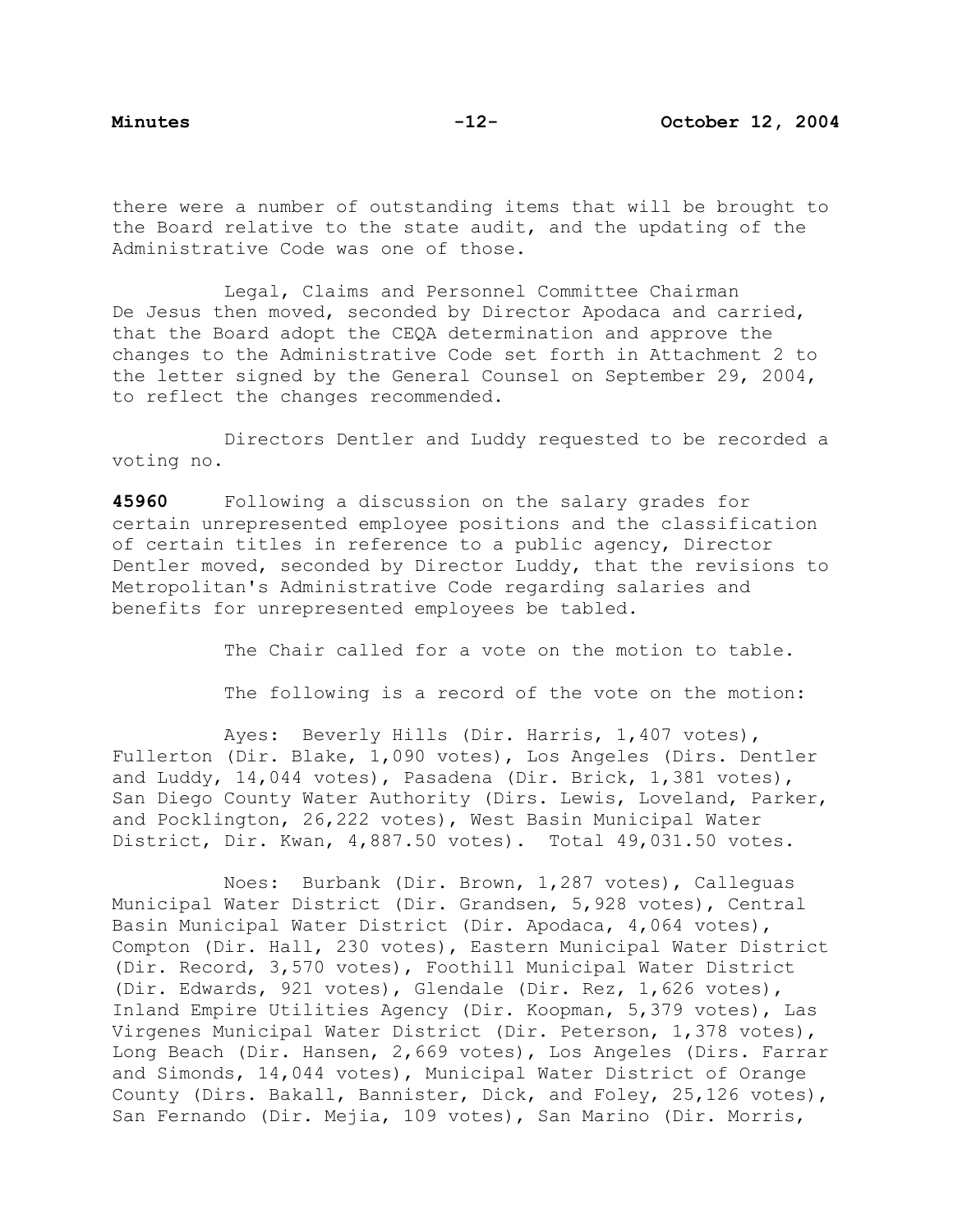there were a number of outstanding items that will be brought to the Board relative to the state audit, and the updating of the Administrative Code was one of those.

Legal, Claims and Personnel Committee Chairman De Jesus then moved, seconded by Director Apodaca and carried, that the Board adopt the CEQA determination and approve the changes to the Administrative Code set forth in Attachment 2 to the letter signed by the General Counsel on September 29, 2004, to reflect the changes recommended.

Directors Dentler and Luddy requested to be recorded a voting no.

**45960** Following a discussion on the salary grades for certain unrepresented employee positions and the classification of certain titles in reference to a public agency, Director Dentler moved, seconded by Director Luddy, that the revisions to Metropolitan's Administrative Code regarding salaries and benefits for unrepresented employees be tabled.

The Chair called for a vote on the motion to table.

The following is a record of the vote on the motion:

Ayes: Beverly Hills (Dir. Harris, 1,407 votes), Fullerton (Dir. Blake, 1,090 votes), Los Angeles (Dirs. Dentler and Luddy, 14,044 votes), Pasadena (Dir. Brick, 1,381 votes), San Diego County Water Authority (Dirs. Lewis, Loveland, Parker, and Pocklington, 26,222 votes), West Basin Municipal Water District, Dir. Kwan, 4,887.50 votes). Total 49,031.50 votes.

Noes: Burbank (Dir. Brown, 1,287 votes), Calleguas Municipal Water District (Dir. Grandsen, 5,928 votes), Central Basin Municipal Water District (Dir. Apodaca, 4,064 votes), Compton (Dir. Hall, 230 votes), Eastern Municipal Water District (Dir. Record, 3,570 votes), Foothill Municipal Water District (Dir. Edwards, 921 votes), Glendale (Dir. Rez, 1,626 votes), Inland Empire Utilities Agency (Dir. Koopman, 5,379 votes), Las Virgenes Municipal Water District (Dir. Peterson, 1,378 votes), Long Beach (Dir. Hansen, 2,669 votes), Los Angeles (Dirs. Farrar and Simonds, 14,044 votes), Municipal Water District of Orange County (Dirs. Bakall, Bannister, Dick, and Foley, 25,126 votes), San Fernando (Dir. Mejia, 109 votes), San Marino (Dir. Morris,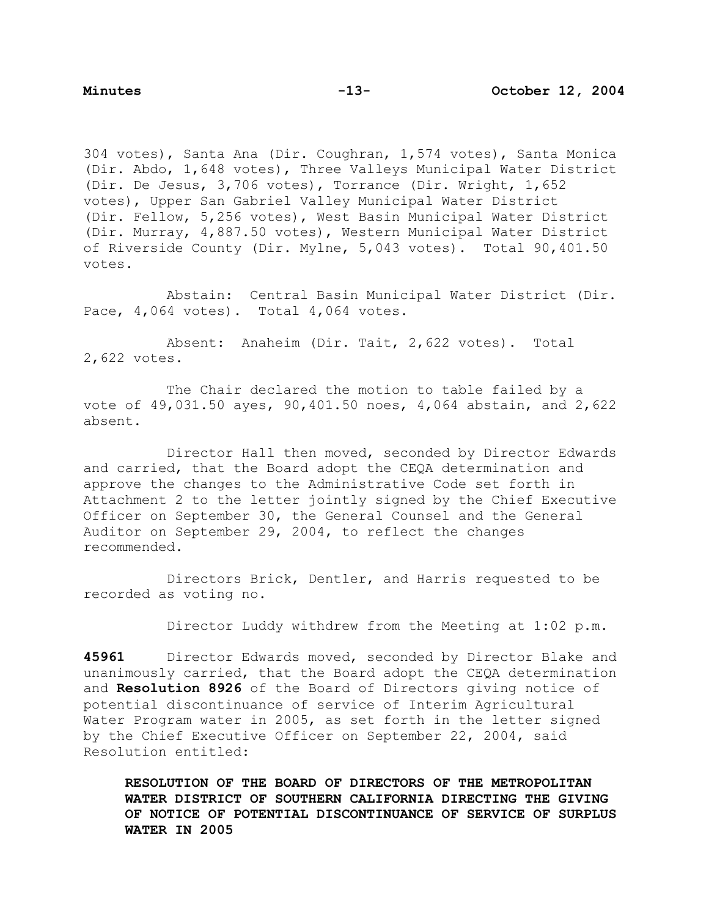304 votes), Santa Ana (Dir. Coughran, 1,574 votes), Santa Monica (Dir. Abdo, 1,648 votes), Three Valleys Municipal Water District (Dir. De Jesus, 3,706 votes), Torrance (Dir. Wright, 1,652 votes), Upper San Gabriel Valley Municipal Water District (Dir. Fellow, 5,256 votes), West Basin Municipal Water District (Dir. Murray, 4,887.50 votes), Western Municipal Water District of Riverside County (Dir. Mylne, 5,043 votes). Total 90,401.50 votes.

Abstain: Central Basin Municipal Water District (Dir. Pace, 4,064 votes). Total 4,064 votes.

Absent: Anaheim (Dir. Tait, 2,622 votes). Total 2,622 votes.

The Chair declared the motion to table failed by a vote of 49,031.50 ayes, 90,401.50 noes, 4,064 abstain, and 2,622 absent.

Director Hall then moved, seconded by Director Edwards and carried, that the Board adopt the CEQA determination and approve the changes to the Administrative Code set forth in Attachment 2 to the letter jointly signed by the Chief Executive Officer on September 30, the General Counsel and the General Auditor on September 29, 2004, to reflect the changes recommended.

Directors Brick, Dentler, and Harris requested to be recorded as voting no.

Director Luddy withdrew from the Meeting at 1:02 p.m.

**45961** Director Edwards moved, seconded by Director Blake and unanimously carried, that the Board adopt the CEQA determination and **Resolution 8926** of the Board of Directors giving notice of potential discontinuance of service of Interim Agricultural Water Program water in 2005, as set forth in the letter signed by the Chief Executive Officer on September 22, 2004, said Resolution entitled:

> **RESOLUTION OF THE BOARD OF DIRECTORS OF THE METROPOLITAN WATER DISTRICT OF SOUTHERN CALIFORNIA DIRECTING THE GIVING OF NOTICE OF POTENTIAL DISCONTINUANCE OF SERVICE OF SURPLUS WATER IN 2005**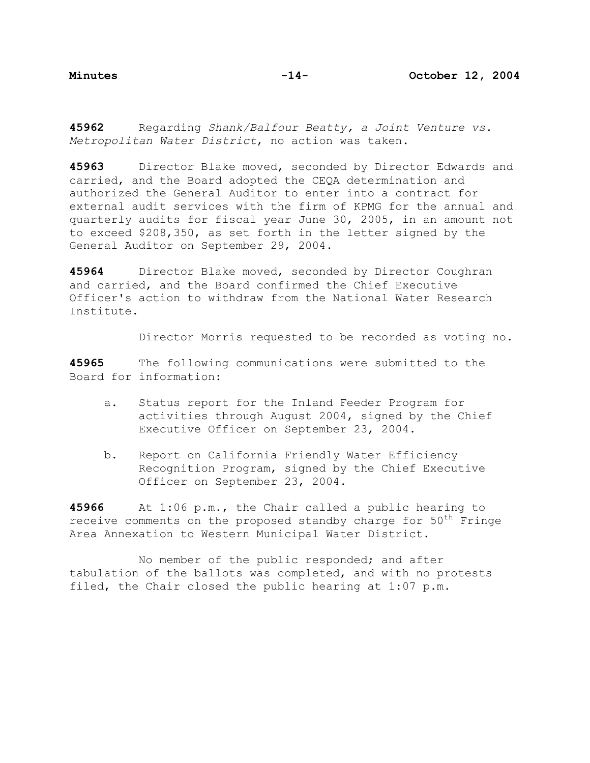**45962** Regarding *Shank/Balfour Beatty, a Joint Venture vs. Metropolitan Water District*, no action was taken.

**45963** Director Blake moved, seconded by Director Edwards and carried, and the Board adopted the CEQA determination and authorized the General Auditor to enter into a contract for external audit services with the firm of KPMG for the annual and quarterly audits for fiscal year June 30, 2005, in an amount not to exceed $208,350, as set forth in the letter signed by the General Auditor on September 29, 2004.

**45964** Director Blake moved, seconded by Director Coughran and carried, and the Board confirmed the Chief Executive Officer's action to withdraw from the National Water Research Institute.

Director Morris requested to be recorded as voting no.

**45965** The following communications were submitted to the Board for information:

a. Status report for the Inland Feeder Program for activities through August 2004, signed by the Chief Executive Officer on September 23, 2004.

b. Report on California Friendly Water Efficiency Recognition Program, signed by the Chief Executive Officer on September 23, 2004.

**45966** At 1:06 p.m., the Chair called a public hearing to receive comments on the proposed standby charge for 50th Fringe Area Annexation to Western Municipal Water District.

No member of the public responded; and after tabulation of the ballots was completed, and with no protests filed, the Chair closed the public hearing at 1:07 p.m.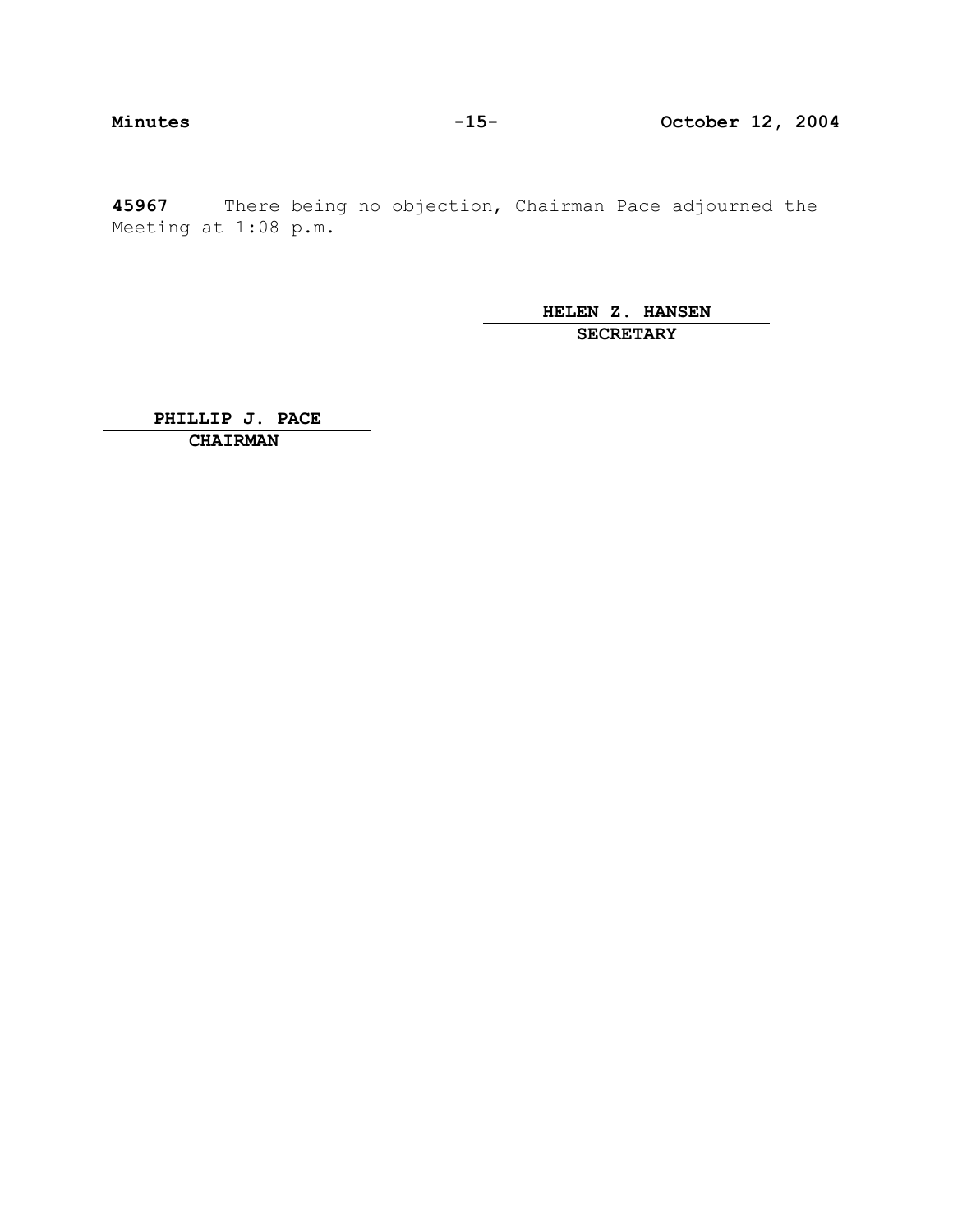**45967** There being no objection, Chairman Pace adjourned the Meeting at 1:08 p.m.

**HELEN Z. HANSEN**
**SECRETARY**

**PHILLIP J. PACE**
**CHAIRMAN**